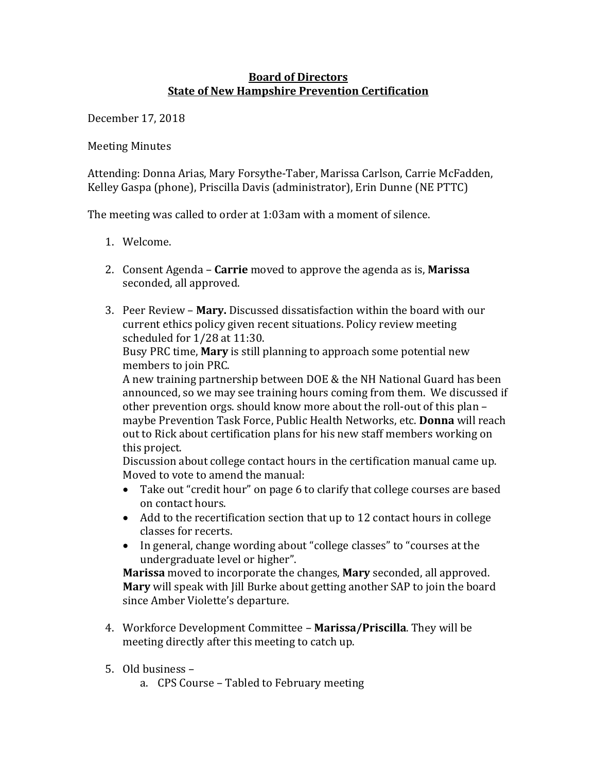**Board of Directors**
**State of New Hampshire Prevention Certification**

December 17, 2018

Meeting Minutes

Attending: Donna Arias, Mary Forsythe-Taber, Marissa Carlson, Carrie McFadden, Kelley Gaspa (phone), Priscilla Davis (administrator), Erin Dunne (NE PTTC)

The meeting was called to order at 1:03am with a moment of silence.

1. Welcome.

2. Consent Agenda – **Carrie** moved to approve the agenda as is, **Marissa** seconded, all approved.

3. Peer Review – **Mary.** Discussed dissatisfaction within the board with our current ethics policy given recent situations. Policy review meeting scheduled for 1/28 at 11:30.
   Busy PRC time, **Mary** is still planning to approach some potential new members to join PRC.
   A new training partnership between DOE & the NH National Guard has been announced, so we may see training hours coming from them. We discussed if other prevention orgs. should know more about the roll-out of this plan – maybe Prevention Task Force, Public Health Networks, etc. **Donna** will reach out to Rick about certification plans for his new staff members working on this project.
   Discussion about college contact hours in the certification manual came up. Moved to vote to amend the manual:
   - Take out "credit hour" on page 6 to clarify that college courses are based on contact hours.
   - Add to the recertification section that up to 12 contact hours in college classes for recerts.
   - In general, change wording about "college classes" to "courses at the undergraduate level or higher".

   **Marissa** moved to incorporate the changes, **Mary** seconded, all approved.
   **Mary** will speak with Jill Burke about getting another SAP to join the board since Amber Violette's departure.

4. Workforce Development Committee – **Marissa/Priscilla**. They will be meeting directly after this meeting to catch up.

5. Old business –
   a. CPS Course – Tabled to February meeting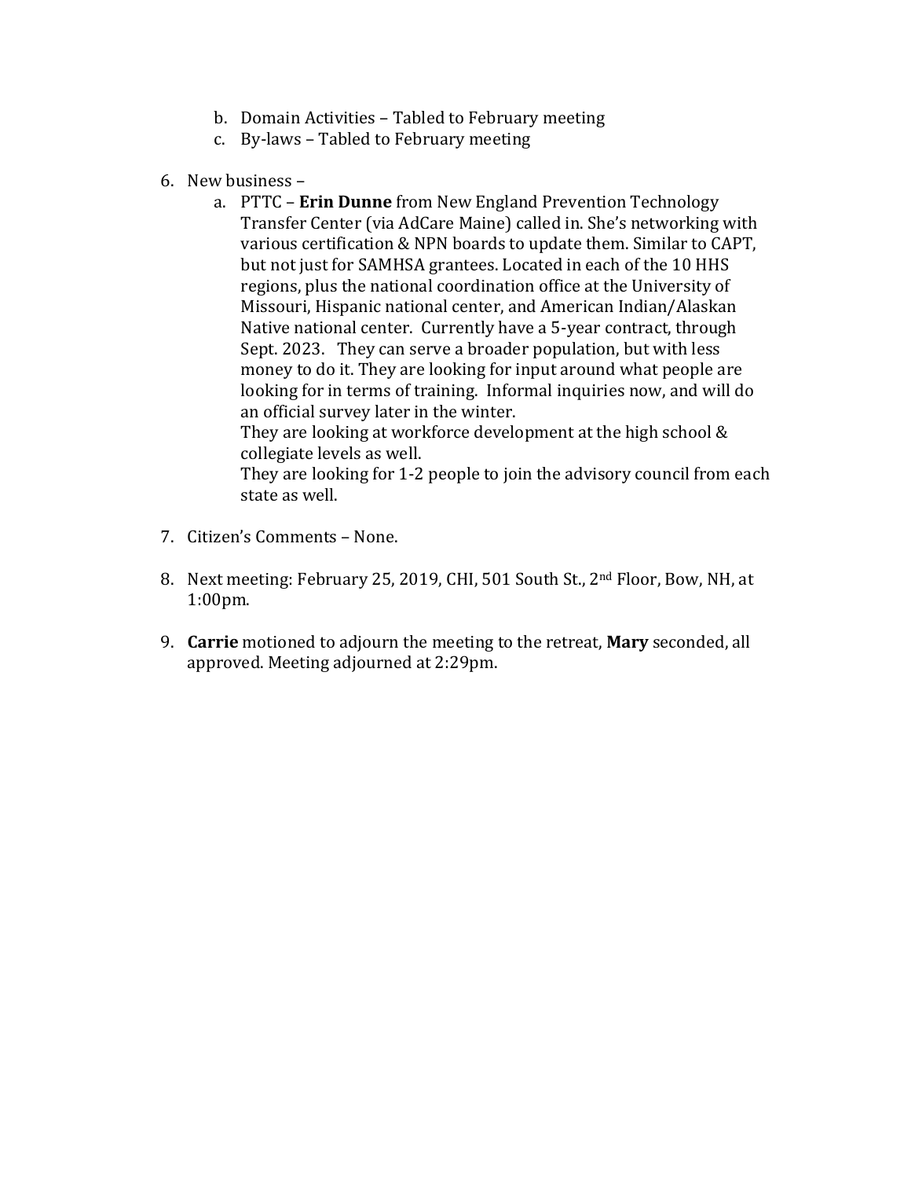b. Domain Activities – Tabled to February meeting
   c. By-laws – Tabled to February meeting

6. New business –
   a. PTTC – **Erin Dunne** from New England Prevention Technology Transfer Center (via AdCare Maine) called in. She's networking with various certification & NPN boards to update them. Similar to CAPT, but not just for SAMHSA grantees. Located in each of the 10 HHS regions, plus the national coordination office at the University of Missouri, Hispanic national center, and American Indian/Alaskan Native national center. Currently have a 5-year contract, through Sept. 2023. They can serve a broader population, but with less money to do it. They are looking for input around what people are looking for in terms of training. Informal inquiries now, and will do an official survey later in the winter.
      They are looking at workforce development at the high school & collegiate levels as well.
      They are looking for 1-2 people to join the advisory council from each state as well.

7. Citizen's Comments – None.

8. Next meeting: February 25, 2019, CHI, 501 South St., 2nd Floor, Bow, NH, at 1:00pm.

9. **Carrie** motioned to adjourn the meeting to the retreat, **Mary** seconded, all approved. Meeting adjourned at 2:29pm.